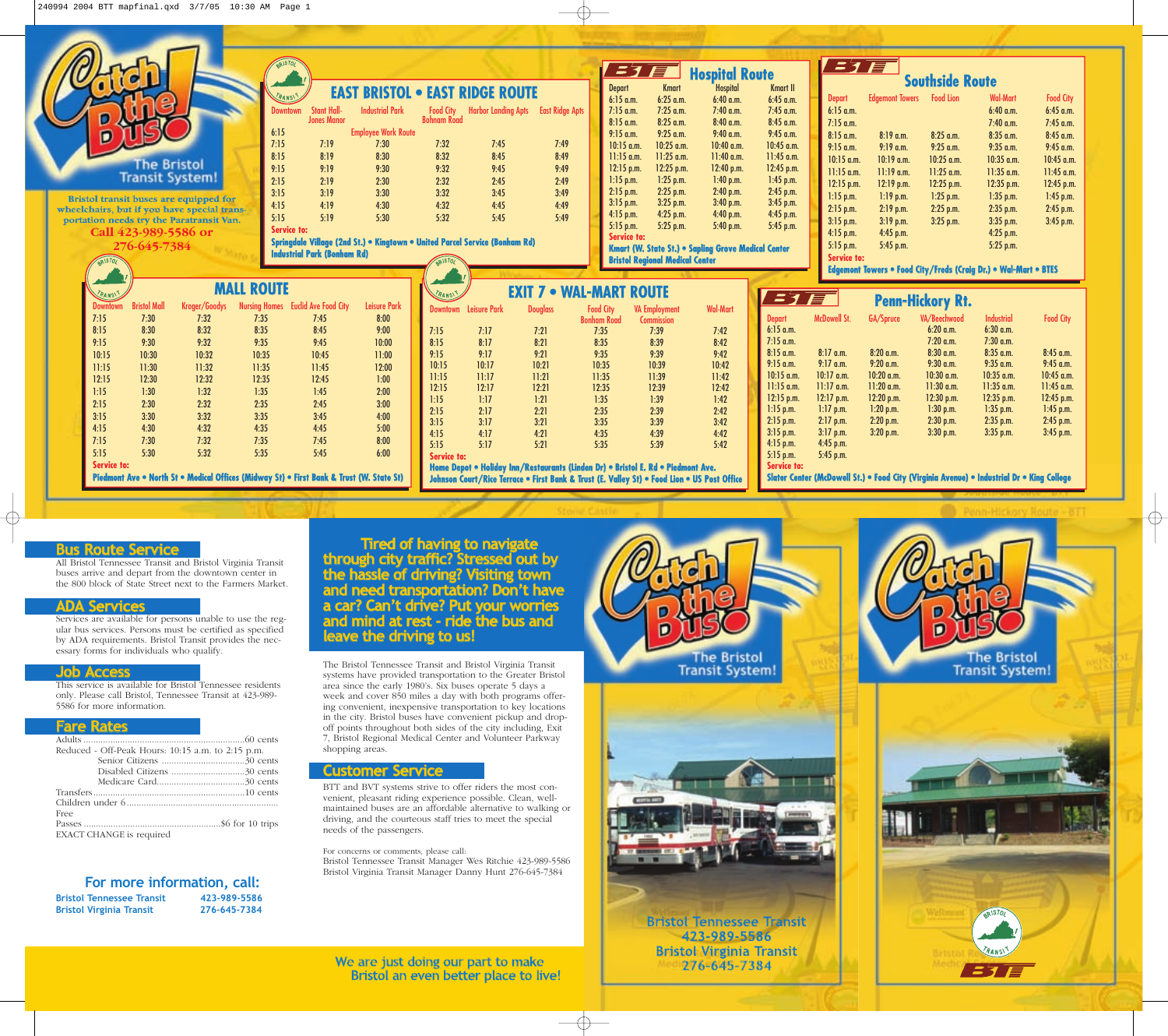# Catch the Bus! The Bristol Transit System!

Bristol transit buses are equipped for wheelchairs, but if you have special transportation needs try the Paratransit Van.

**Call 423-989-5586 or 276-645-7384**

## EAST BRISTOL • EAST RIDGE ROUTE

| Downtown | Stant Hall-Jones Manor | Industrial Park | Food City Bonham Road | Harbor Landing Apts | East Ridge Apts |
|---|---|---|---|---|---|
| 6:15 | | Employee Work Route | | | |
| 7:15 | 7:19 | 7:30 | 7:32 | 7:45 | 7:49 |
| 8:15 | 8:19 | 8:30 | 8:32 | 8:45 | 8:49 |
| 9:15 | 9:19 | 9:30 | 9:32 | 9:45 | 9:49 |
| 2:15 | 2:19 | 2:30 | 2:32 | 2:45 | 2:49 |
| 3:15 | 3:19 | 3:30 | 3:32 | 3:45 | 3:49 |
| 4:15 | 4:19 | 4:30 | 4:32 | 4:45 | 4:49 |
| 5:15 | 5:19 | 5:30 | 5:32 | 5:45 | 5:49 |

**Service to:** Springdale Village (2nd St.) • Kingtown • United Parcel Service (Bonham Rd) Industrial Park (Bonham Rd)

## Hospital Route

| Depart | Kmart | Hospital | Kmart II |
|---|---|---|---|
| 6:15 a.m. | 6:25 a.m. | 6:40 a.m. | 6:45 a.m. |
| 7:15 a.m. | 7:25 a.m. | 7:40 a.m. | 7:45 a.m. |
| 8:15 a.m. | 8:25 a.m. | 8:40 a.m. | 8:45 a.m. |
| 9:15 a.m. | 9:25 a.m. | 9:40 a.m. | 9:45 a.m. |
| 10:15 a.m. | 10:25 a.m. | 10:40 a.m. | 10:45 a.m. |
| 11:15 a.m. | 11:25 a.m. | 11:40 a.m. | 11:45 a.m. |
| 12:15 p.m. | 12:25 p.m. | 12:40 p.m. | 12:45 p.m. |
| 1:15 p.m. | 1:25 p.m. | 1:40 p.m. | 1:45 p.m. |
| 2:15 p.m. | 2:25 p.m. | 2:40 p.m. | 2:45 p.m. |
| 3:15 p.m. | 3:25 p.m. | 3:40 p.m. | 3:45 p.m. |
| 4:15 p.m. | 4:25 p.m. | 4:40 p.m. | 4:45 p.m. |
| 5:15 p.m. | 5:25 p.m. | 5:40 p.m. | 5:45 p.m. |

**Service to:** Kmart (W. State St.) • Sapling Grove Medical Center Bristol Regional Medical Center

## Southside Route

| Depart | Edgemont Towers | Food Lion | Wal-Mart | Food City |
|---|---|---|---|---|
| 6:15 a.m. | | | 6:40 a.m. | 6:45 a.m. |
| 7:15 a.m. | | | 7:40 a.m. | 7:45 a.m. |
| 8:15 a.m. | 8:19 a.m. | 8:25 a.m. | 8:35 a.m. | 8:45 a.m. |
| 9:15 a.m. | 9:19 a.m. | 9:25 a.m. | 9:35 a.m. | 9:45 a.m. |
| 10:15 a.m. | 10:19 a.m. | 10:25 a.m. | 10:35 a.m. | 10:45 a.m. |
| 11:15 a.m. | 11:19 a.m. | 11:25 a.m. | 11:35 a.m. | 11:45 a.m. |
| 12:15 p.m. | 12:19 p.m. | 12:25 p.m. | 12:35 p.m. | 12:45 p.m. |
| 1:15 p.m. | 1:19 p.m. | 1:25 p.m. | 1:35 p.m. | 1:45 p.m. |
| 2:15 p.m. | 2:19 p.m. | 2:25 p.m. | 2:35 p.m. | 2:45 p.m. |
| 3:15 p.m. | 3:19 p.m. | 3:25 p.m. | 3:35 p.m. | 3:45 p.m. |
| 4:15 p.m. | 4:45 p.m. | | 4:25 p.m. | |
| 5:15 p.m. | 5:45 p.m. | | 5:25 p.m. | |

**Service to:** Edgemont Towers • Food City/Freds (Craig Dr.) • Wal-Mart • BTES

## MALL ROUTE

| Downtown | Bristol Mall | Kroger/Goodys | Nursing Homes | Euclid Ave Food City | Leisure Park |
|---|---|---|---|---|---|
| 7:15 | 7:30 | 7:32 | 7:35 | 7:45 | 8:00 |
| 8:15 | 8:30 | 8:32 | 8:35 | 8:45 | 9:00 |
| 9:15 | 9:30 | 9:32 | 9:35 | 9:45 | 10:00 |
| 10:15 | 10:30 | 10:32 | 10:35 | 10:45 | 11:00 |
| 11:15 | 11:30 | 11:32 | 11:35 | 11:45 | 12:00 |
| 12:15 | 12:30 | 12:32 | 12:35 | 12:45 | 1:00 |
| 1:15 | 1:30 | 1:32 | 1:35 | 1:45 | 2:00 |
| 2:15 | 2:30 | 2:32 | 2:35 | 2:45 | 3:00 |
| 3:15 | 3:30 | 3:32 | 3:35 | 3:45 | 4:00 |
| 4:15 | 4:30 | 4:32 | 4:35 | 4:45 | 5:00 |
| 7:15 | 7:30 | 7:32 | 7:35 | 7:45 | 8:00 |
| 5:15 | 5:30 | 5:32 | 5:35 | 5:45 | 6:00 |

**Service to:** Piedmont Ave • North St • Medical Offices (Midway St) • First Bank & Trust (W. State St)

## EXIT 7 • WAL-MART ROUTE

| Downtown | Leisure Park | Douglass | Food City Bonham Road | VA Employment Commission | Wal-Mart |
|---|---|---|---|---|---|
| 7:15 | 7:17 | 7:21 | 7:35 | 7:39 | 7:42 |
| 8:15 | 8:17 | 8:21 | 8:35 | 8:39 | 8:42 |
| 9:15 | 9:17 | 9:21 | 9:35 | 9:39 | 9:42 |
| 10:15 | 10:17 | 10:21 | 10:35 | 10:39 | 10:42 |
| 11:15 | 11:17 | 11:21 | 11:35 | 11:39 | 11:42 |
| 12:15 | 12:17 | 12:21 | 12:35 | 12:39 | 12:42 |
| 1:15 | 1:17 | 1:21 | 1:35 | 1:39 | 1:42 |
| 2:15 | 2:17 | 2:21 | 2:35 | 2:39 | 2:42 |
| 3:15 | 3:17 | 3:21 | 3:35 | 3:39 | 3:42 |
| 4:15 | 4:17 | 4:21 | 4:35 | 4:39 | 4:42 |
| 5:15 | 5:17 | 5:21 | 5:35 | 5:39 | 5:42 |

**Service to:** Home Depot • Holiday Inn/Restaurants (Linden Dr) • Bristol E. Rd • Piedmont Ave. Johnson Court/Rice Terrace • First Bank & Trust (E. Valley St) • Food Lion • US Post Office

## Penn-Hickory Rt.

| Depart | McDowell St. | GA/Spruce | VA/Beechwood | Industrial | Food City |
|---|---|---|---|---|---|
| 6:15 a.m. | | | 6:20 a.m. | 6:30 a.m. | |
| 7:15 a.m. | | | 7:20 a.m. | 7:30 a.m. | |
| 8:15 a.m. | 8:17 a.m. | 8:20 a.m. | 8:30 a.m. | 8:35 a.m. | 8:45 a.m. |
| 9:15 a.m. | 9:17 a.m. | 9:20 a.m. | 9:30 a.m. | 9:35 a.m. | 9:45 a.m. |
| 10:15 a.m. | 10:17 a.m. | 10:20 a.m. | 10:30 a.m. | 10:35 a.m. | 10:45 a.m. |
| 11:15 a.m. | 11:17 a.m. | 11:20 a.m. | 11:30 a.m. | 11:35 a.m. | 11:45 a.m. |
| 12:15 p.m. | 12:17 p.m. | 12:20 p.m. | 12:30 p.m. | 12:35 p.m. | 12:45 p.m. |
| 1:15 p.m. | 1:17 p.m. | 1:20 p.m. | 1:30 p.m. | 1:35 p.m. | 1:45 p.m. |
| 2:15 p.m. | 2:17 p.m. | 2:20 p.m. | 2:30 p.m. | 2:35 p.m. | 2:45 p.m. |
| 3:15 p.m. | 3:17 p.m. | 3:20 p.m. | 3:30 p.m. | 3:35 p.m. | 3:45 p.m. |
| 4:15 p.m. | 4:45 p.m. | | | | |
| 5:15 p.m. | 5:45 p.m. | | | | |

**Service to:** Slater Center (McDowell St.) • Food City (Virginia Avenue) • Industrial Dr • King College

## Bus Route Service

All Bristol Tennessee Transit and Bristol Virginia Transit buses arrive and depart from the downtown center in the 800 block of State Street next to the Farmers Market.

## ADA Services

Services are available for persons unable to use the regular bus services. Persons must be certified as specified by ADA requirements. Bristol Transit provides the necessary forms for individuals who qualify.

## Job Access

This service is available for Bristol Tennessee residents only. Please call Bristol, Tennessee Transit at 423-989-5586 for more information.

## Fare Rates

Adults .......... 60 cents
Reduced - Off-Peak Hours: 10:15 a.m. to 2:15 p.m.
- Senior Citizens .......... 30 cents
- Disabled Citizens .......... 30 cents
- Medicare Card .......... 30 cents

Transfers .......... 10 cents
Children under 6 .......... Free
Passes .......... $6 for 10 trips
EXACT CHANGE is required

### For more information, call:

Bristol Tennessee Transit 423-989-5586
Bristol Virginia Transit 276-645-7384

## Tired of having to navigate through city traffic? Stressed out by the hassle of driving? Visiting town and need transportation? Don't have a car? Can't drive? Put your worries and mind at rest - ride the bus and leave the driving to us!

The Bristol Tennessee Transit and Bristol Virginia Transit systems have provided transportation to the Greater Bristol area since the early 1980's. Six buses operate 5 days a week and cover 850 miles a day with both programs offering convenient, inexpensive transportation to key locations in the city. Bristol buses have convenient pickup and drop-off points throughout both sides of the city including, Exit 7, Bristol Regional Medical Center and Volunteer Parkway shopping areas.

## Customer Service

BTT and BVT systems strive to offer riders the most convenient, pleasant riding experience possible. Clean, well-maintained buses are an affordable alternative to walking or driving, and the courteous staff tries to meet the special needs of the passengers.

For concerns or comments, please call:
Bristol Tennessee Transit Manager Wes Ritchie 423-989-5586
Bristol Virginia Transit Manager Danny Hunt 276-645-7384

We are just doing our part to make Bristol an even better place to live!

# Catch the Bus! The Bristol Transit System!

Bristol Tennessee Transit 423-989-5586
Bristol Virginia Transit 276-645-7384

# Catch the Bus! The Bristol Transit System!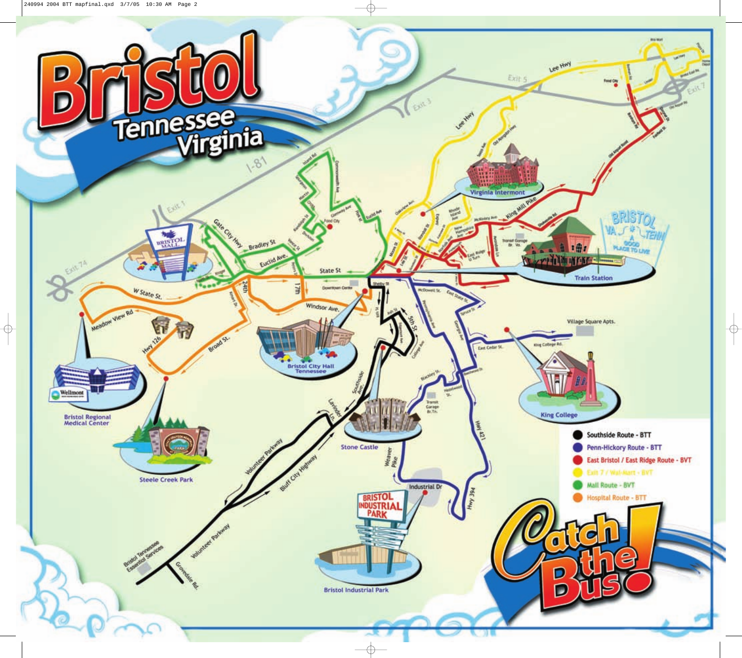# Bristol

## Tennessee Virginia

- Southside Route - BTT
- Penn-Hickory Route - BTT
- East Bristol / East Ridge Route - BVT
- Exit 7 / Wal-Mart - BVT
- Mall Route - BVT
- Hospital Route - BTT

Bristol Regional Medical Center

Steele Creek Park

Bristol City Hall Tennessee

Stone Castle

Bristol Industrial Park

Virginia Intermont

Train Station

King College

Village Square Apts.

Bristol Tennessee Essential Services

BRISTOL VA TENN A GOOD PLACE TO LIVE

# Catch the Bus!